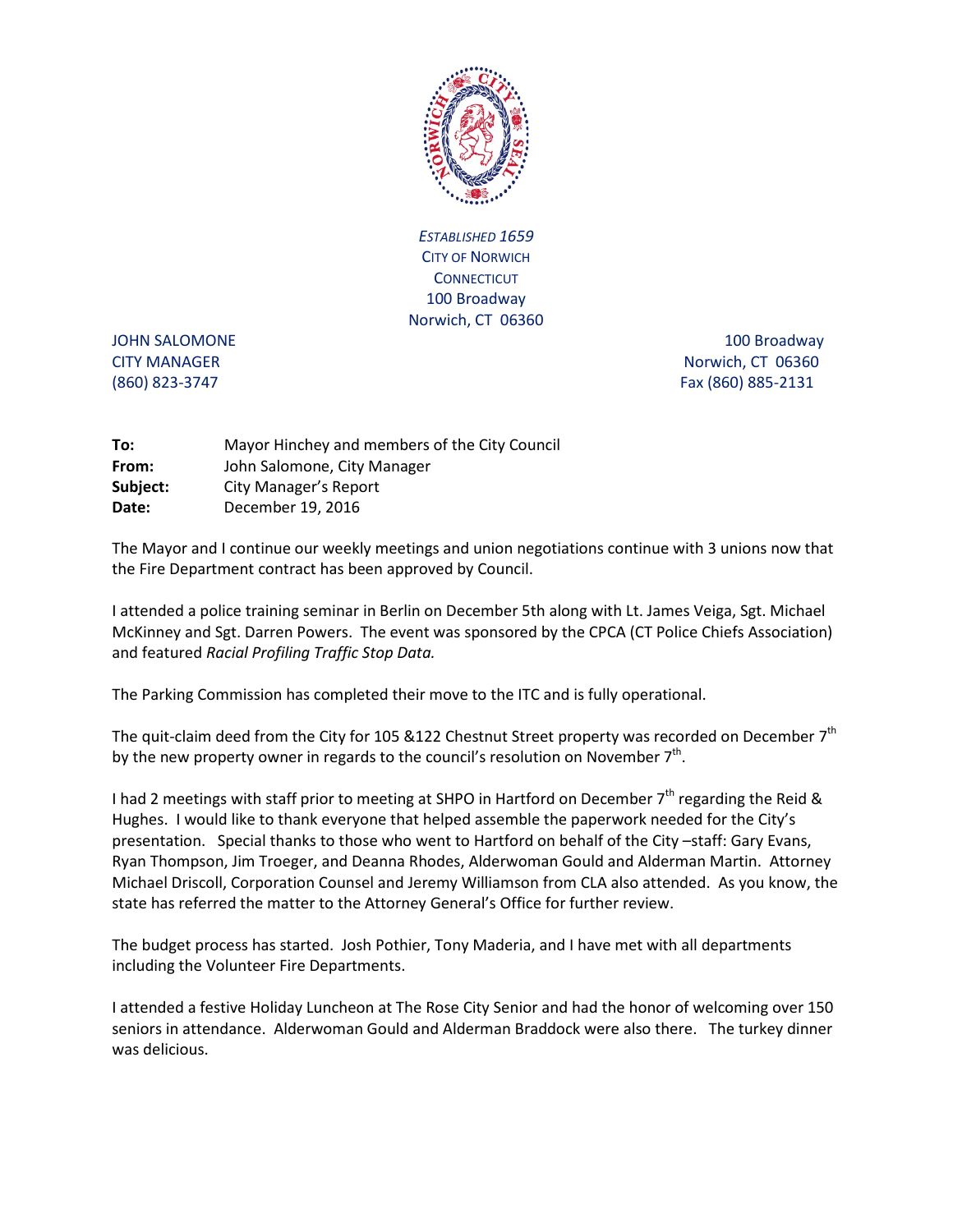*ESTABLISHED 1659*
CITY OF NORWICH
CONNECTICUT
100 Broadway
Norwich, CT 06360

JOHN SALOMONE
CITY MANAGER
(860) 823-3747

100 Broadway
Norwich, CT 06360
Fax (860) 885-2131

**To:** Mayor Hinchey and members of the City Council
**From:** John Salomone, City Manager
**Subject:** City Manager's Report
**Date:** December 19, 2016

The Mayor and I continue our weekly meetings and union negotiations continue with 3 unions now that the Fire Department contract has been approved by Council.

I attended a police training seminar in Berlin on December 5th along with Lt. James Veiga, Sgt. Michael McKinney and Sgt. Darren Powers. The event was sponsored by the CPCA (CT Police Chiefs Association) and featured *Racial Profiling Traffic Stop Data.*

The Parking Commission has completed their move to the ITC and is fully operational.

The quit-claim deed from the City for 105 &122 Chestnut Street property was recorded on December 7th by the new property owner in regards to the council's resolution on November 7th.

I had 2 meetings with staff prior to meeting at SHPO in Hartford on December 7th regarding the Reid & Hughes. I would like to thank everyone that helped assemble the paperwork needed for the City's presentation. Special thanks to those who went to Hartford on behalf of the City –staff: Gary Evans, Ryan Thompson, Jim Troeger, and Deanna Rhodes, Alderwoman Gould and Alderman Martin. Attorney Michael Driscoll, Corporation Counsel and Jeremy Williamson from CLA also attended. As you know, the state has referred the matter to the Attorney General's Office for further review.

The budget process has started. Josh Pothier, Tony Maderia, and I have met with all departments including the Volunteer Fire Departments.

I attended a festive Holiday Luncheon at The Rose City Senior and had the honor of welcoming over 150 seniors in attendance. Alderwoman Gould and Alderman Braddock were also there. The turkey dinner was delicious.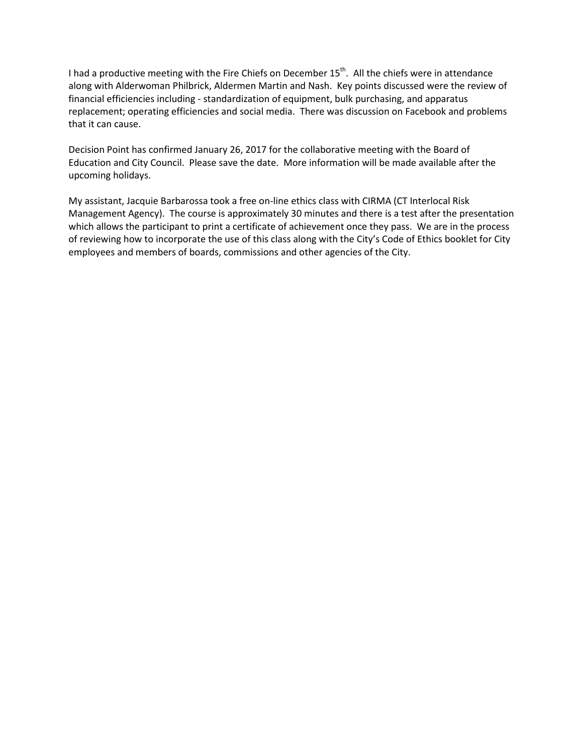I had a productive meeting with the Fire Chiefs on December 15th. All the chiefs were in attendance along with Alderwoman Philbrick, Aldermen Martin and Nash. Key points discussed were the review of financial efficiencies including - standardization of equipment, bulk purchasing, and apparatus replacement; operating efficiencies and social media. There was discussion on Facebook and problems that it can cause.

Decision Point has confirmed January 26, 2017 for the collaborative meeting with the Board of Education and City Council. Please save the date. More information will be made available after the upcoming holidays.

My assistant, Jacquie Barbarossa took a free on-line ethics class with CIRMA (CT Interlocal Risk Management Agency). The course is approximately 30 minutes and there is a test after the presentation which allows the participant to print a certificate of achievement once they pass. We are in the process of reviewing how to incorporate the use of this class along with the City's Code of Ethics booklet for City employees and members of boards, commissions and other agencies of the City.